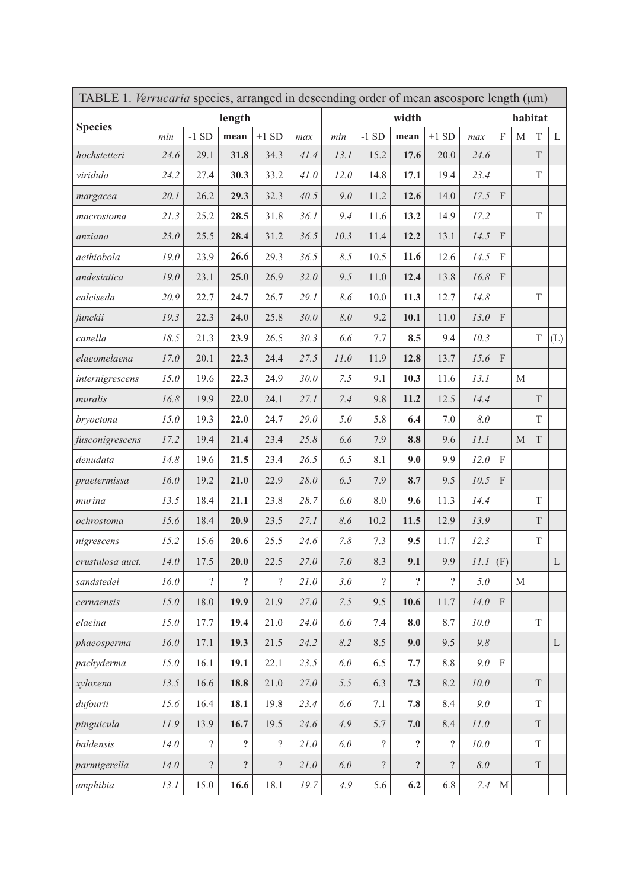TABLE 1. *Verrucaria* species, arranged in descending order of mean ascospore length (µm)

| Species | length | | | | | width | | | | | habitat | | | |
|---|---|---|---|---|---|---|---|---|---|---|---|---|---|---|
| | *min* | -1 SD | **mean** | +1 SD | *max* | *min* | -1 SD | **mean** | +1 SD | *max* | F | M | T | L |
| *hochstetteri* | *24.6* | 29.1 | **31.8** | 34.3 | *41.4* | *13.1* | 15.2 | **17.6** | 20.0 | *24.6* | | | T | |
| *viridula* | *24.2* | 27.4 | **30.3** | 33.2 | *41.0* | *12.0* | 14.8 | **17.1** | 19.4 | *23.4* | | | T | |
| *margacea* | *20.1* | 26.2 | **29.3** | 32.3 | *40.5* | *9.0* | 11.2 | **12.6** | 14.0 | *17.5* | F | | | |
| *macrostoma* | *21.3* | 25.2 | **28.5** | 31.8 | *36.1* | *9.4* | 11.6 | **13.2** | 14.9 | *17.2* | | | T | |
| *anziana* | *23.0* | 25.5 | **28.4** | 31.2 | *36.5* | *10.3* | 11.4 | **12.2** | 13.1 | *14.5* | F | | | |
| *aethiobola* | *19.0* | 23.9 | **26.6** | 29.3 | *36.5* | *8.5* | 10.5 | **11.6** | 12.6 | *14.5* | F | | | |
| *andesiatica* | *19.0* | 23.1 | **25.0** | 26.9 | *32.0* | *9.5* | 11.0 | **12.4** | 13.8 | *16.8* | F | | | |
| *calciseda* | *20.9* | 22.7 | **24.7** | 26.7 | *29.1* | *8.6* | 10.0 | **11.3** | 12.7 | *14.8* | | | T | |
| *funckii* | *19.3* | 22.3 | **24.0** | 25.8 | *30.0* | *8.0* | 9.2 | **10.1** | 11.0 | *13.0* | F | | | |
| *canella* | *18.5* | 21.3 | **23.9** | 26.5 | *30.3* | *6.6* | 7.7 | **8.5** | 9.4 | *10.3* | | | T | (L) |
| *elaeomelaena* | *17.0* | 20.1 | **22.3** | 24.4 | *27.5* | *11.0* | 11.9 | **12.8** | 13.7 | *15.6* | F | | | |
| *internigrescens* | *15.0* | 19.6 | **22.3** | 24.9 | *30.0* | *7.5* | 9.1 | **10.3** | 11.6 | *13.1* | | M | | |
| *muralis* | *16.8* | 19.9 | **22.0** | 24.1 | *27.1* | *7.4* | 9.8 | **11.2** | 12.5 | *14.4* | | | T | |
| *bryoctona* | *15.0* | 19.3 | **22.0** | 24.7 | *29.0* | *5.0* | 5.8 | **6.4** | 7.0 | *8.0* | | | T | |
| *fusconigrescens* | *17.2* | 19.4 | **21.4** | 23.4 | *25.8* | *6.6* | 7.9 | **8.8** | 9.6 | *11.1* | | M | T | |
| *denudata* | *14.8* | 19.6 | **21.5** | 23.4 | *26.5* | *6.5* | 8.1 | **9.0** | 9.9 | *12.0* | F | | | |
| *praetermissa* | *16.0* | 19.2 | **21.0** | 22.9 | *28.0* | *6.5* | 7.9 | **8.7** | 9.5 | *10.5* | F | | | |
| *murina* | *13.5* | 18.4 | **21.1** | 23.8 | *28.7* | *6.0* | 8.0 | **9.6** | 11.3 | *14.4* | | | T | |
| *ochrostoma* | *15.6* | 18.4 | **20.9** | 23.5 | *27.1* | *8.6* | 10.2 | **11.5** | 12.9 | *13.9* | | | T | |
| *nigrescens* | *15.2* | 15.6 | **20.6** | 25.5 | *24.6* | *7.8* | 7.3 | **9.5** | 11.7 | *12.3* | | | T | |
| *crustulosa auct.* | *14.0* | 17.5 | **20.0** | 22.5 | *27.0* | *7.0* | 8.3 | **9.1** | 9.9 | *11.1* | (F) | | | L |
| *sandstedei* | *16.0* | ? | **?** | ? | *21.0* | *3.0* | ? | **?** | ? | *5.0* | | M | | |
| *cernaensis* | *15.0* | 18.0 | **19.9** | 21.9 | *27.0* | *7.5* | 9.5 | **10.6** | 11.7 | *14.0* | F | | | |
| *elaeina* | *15.0* | 17.7 | **19.4** | 21.0 | *24.0* | *6.0* | 7.4 | **8.0** | 8.7 | *10.0* | | | T | |
| *phaeosperma* | *16.0* | 17.1 | **19.3** | 21.5 | *24.2* | *8.2* | 8.5 | **9.0** | 9.5 | *9.8* | | | | L |
| *pachyderma* | *15.0* | 16.1 | **19.1** | 22.1 | *23.5* | *6.0* | 6.5 | **7.7** | 8.8 | *9.0* | F | | | |
| *xyloxena* | *13.5* | 16.6 | **18.8** | 21.0 | *27.0* | *5.5* | 6.3 | **7.3** | 8.2 | *10.0* | | | T | |
| *dufourii* | *15.6* | 16.4 | **18.1** | 19.8 | *23.4* | *6.6* | 7.1 | **7.8** | 8.4 | *9.0* | | | T | |
| *pinguicula* | *11.9* | 13.9 | **16.7** | 19.5 | *24.6* | *4.9* | 5.7 | **7.0** | 8.4 | *11.0* | | | T | |
| *baldensis* | *14.0* | ? | **?** | ? | *21.0* | *6.0* | ? | **?** | ? | *10.0* | | | T | |
| *parmigerella* | *14.0* | ? | **?** | ? | *21.0* | *6.0* | ? | **?** | ? | *8.0* | | | T | |
| *amphibia* | *13.1* | 15.0 | **16.6** | 18.1 | *19.7* | *4.9* | 5.6 | **6.2** | 6.8 | *7.4* | M | | | |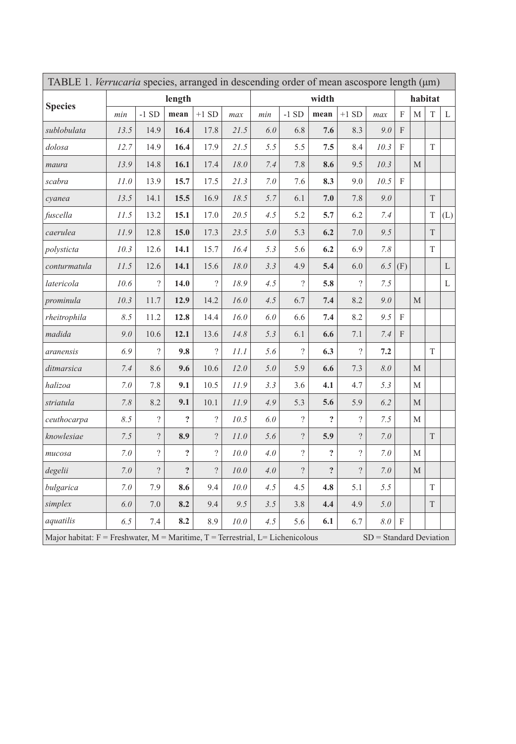TABLE 1. *Verrucaria* species, arranged in descending order of mean ascospore length (µm)

| Species | length | | | | | width | | | | | habitat | | | |
|---|---|---|---|---|---|---|---|---|---|---|---|---|---|---|
| | *min* | -1 SD | **mean** | +1 SD | *max* | *min* | -1 SD | **mean** | +1 SD | *max* | F | M | T | L |
| *sublobulata* | *13.5* | 14.9 | **16.4** | 17.8 | *21.5* | *6.0* | 6.8 | **7.6** | 8.3 | *9.0* | F | | | |
| *dolosa* | *12.7* | 14.9 | **16.4** | 17.9 | *21.5* | *5.5* | 5.5 | **7.5** | 8.4 | *10.3* | F | | T | |
| *maura* | *13.9* | 14.8 | **16.1** | 17.4 | *18.0* | *7.4* | 7.8 | **8.6** | 9.5 | *10.3* | | M | | |
| *scabra* | *11.0* | 13.9 | **15.7** | 17.5 | *21.3* | *7.0* | 7.6 | **8.3** | 9.0 | *10.5* | F | | | |
| *cyanea* | *13.5* | 14.1 | **15.5** | 16.9 | *18.5* | *5.7* | 6.1 | **7.0** | 7.8 | *9.0* | | | T | |
| *fuscella* | *11.5* | 13.2 | **15.1** | 17.0 | *20.5* | *4.5* | 5.2 | **5.7** | 6.2 | *7.4* | | | T | (L) |
| *caerulea* | *11.9* | 12.8 | **15.0** | 17.3 | *23.5* | *5.0* | 5.3 | **6.2** | 7.0 | *9.5* | | | T | |
| *polysticta* | *10.3* | 12.6 | **14.1** | 15.7 | *16.4* | *5.3* | 5.6 | **6.2** | 6.9 | *7.8* | | | T | |
| *conturmatula* | *11.5* | 12.6 | **14.1** | 15.6 | *18.0* | *3.3* | 4.9 | **5.4** | 6.0 | *6.5* | (F) | | | L |
| *latericola* | *10.6* | ? | **14.0** | ? | *18.9* | *4.5* | ? | **5.8** | ? | *7.5* | | | | L |
| *prominula* | *10.3* | 11.7 | **12.9** | 14.2 | *16.0* | *4.5* | 6.7 | **7.4** | 8.2 | *9.0* | | M | | |
| *rheitrophila* | *8.5* | 11.2 | **12.8** | 14.4 | *16.0* | *6.0* | 6.6 | **7.4** | 8.2 | *9.5* | F | | | |
| *madida* | *9.0* | 10.6 | **12.1** | 13.6 | *14.8* | *5.3* | 6.1 | **6.6** | 7.1 | *7.4* | F | | | |
| *aranensis* | *6.9* | ? | **9.8** | ? | *11.1* | *5.6* | ? | **6.3** | ? | **7.2** | | | T | |
| *ditmarsica* | *7.4* | 8.6 | **9.6** | 10.6 | *12.0* | *5.0* | 5.9 | **6.6** | 7.3 | *8.0* | | M | | |
| *halizoa* | *7.0* | 7.8 | **9.1** | 10.5 | *11.9* | *3.3* | 3.6 | **4.1** | 4.7 | *5.3* | | M | | |
| *striatula* | *7.8* | 8.2 | **9.1** | 10.1 | *11.9* | *4.9* | 5.3 | **5.6** | 5.9 | *6.2* | | M | | |
| *ceuthocarpa* | *8.5* | ? | **?** | ? | *10.5* | *6.0* | ? | **?** | ? | *7.5* | | M | | |
| *knowlesiae* | *7.5* | ? | **8.9** | ? | *11.0* | *5.6* | ? | **5.9** | ? | *7.0* | | | T | |
| *mucosa* | *7.0* | ? | **?** | ? | *10.0* | *4.0* | ? | **?** | ? | *7.0* | | M | | |
| *degelii* | *7.0* | ? | **?** | ? | *10.0* | *4.0* | ? | **?** | ? | *7.0* | | M | | |
| *bulgarica* | *7.0* | 7.9 | **8.6** | 9.4 | *10.0* | *4.5* | 4.5 | **4.8** | 5.1 | *5.5* | | | T | |
| *simplex* | *6.0* | 7.0 | **8.2** | 9.4 | *9.5* | *3.5* | 3.8 | **4.4** | 4.9 | *5.0* | | | T | |
| *aquatilis* | *6.5* | 7.4 | **8.2** | 8.9 | *10.0* | *4.5* | 5.6 | **6.1** | 6.7 | *8.0* | F | | | |

Major habitat: F = Freshwater, M = Maritime, T = Terrestrial, L= Lichenicolous SD = Standard Deviation